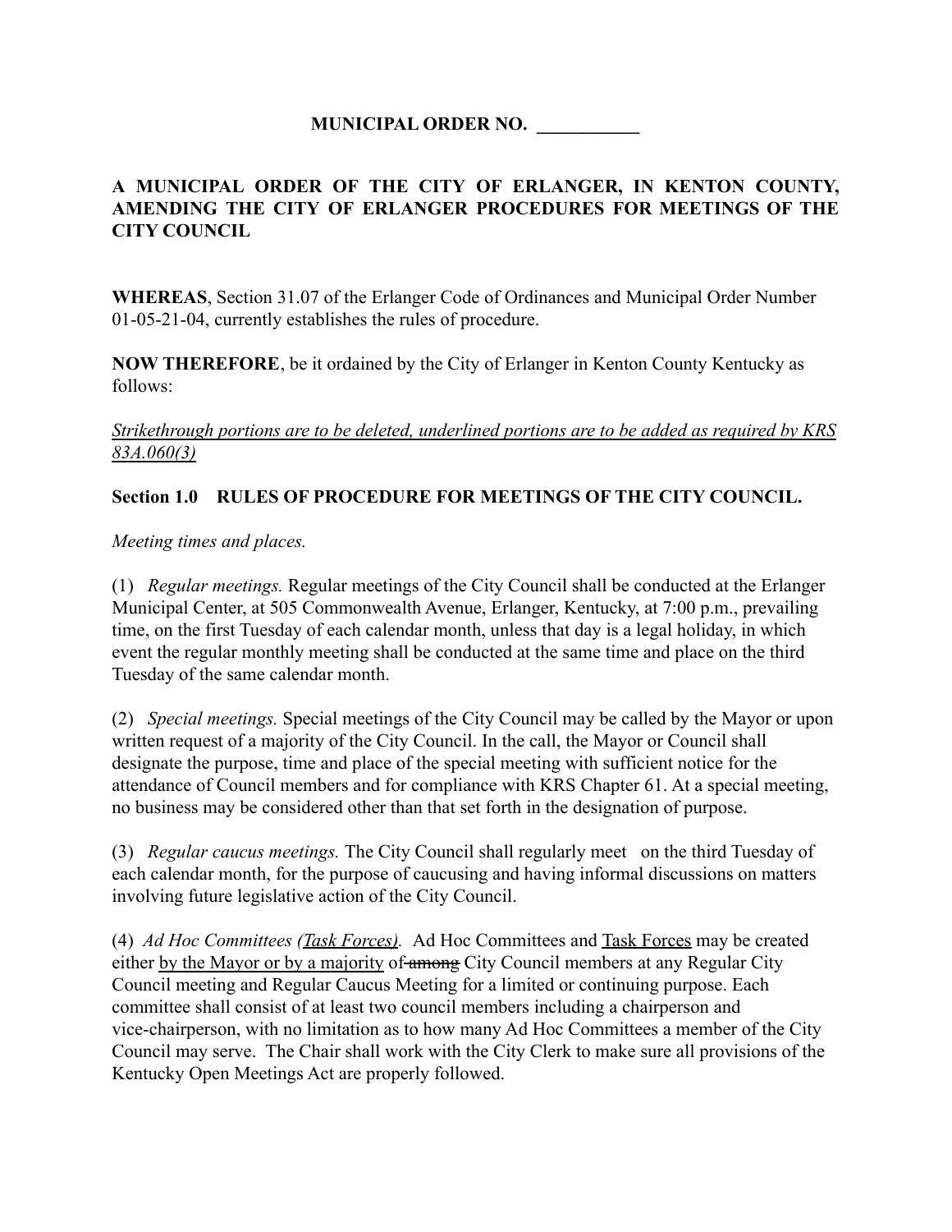**MUNICIPAL ORDER NO. ___________**

**A MUNICIPAL ORDER OF THE CITY OF ERLANGER, IN KENTON COUNTY, AMENDING THE CITY OF ERLANGER PROCEDURES FOR MEETINGS OF THE CITY COUNCIL**

**WHEREAS**, Section 31.07 of the Erlanger Code of Ordinances and Municipal Order Number 01-05-21-04, currently establishes the rules of procedure.

**NOW THEREFORE**, be it ordained by the City of Erlanger in Kenton County Kentucky as follows:

<u>*Strikethrough portions are to be deleted, underlined portions are to be added as required by KRS 83A.060(3)*</u>

**Section 1.0 RULES OF PROCEDURE FOR MEETINGS OF THE CITY COUNCIL.**

*Meeting times and places.*

(1) *Regular meetings.* Regular meetings of the City Council shall be conducted at the Erlanger Municipal Center, at 505 Commonwealth Avenue, Erlanger, Kentucky, at 7:00 p.m., prevailing time, on the first Tuesday of each calendar month, unless that day is a legal holiday, in which event the regular monthly meeting shall be conducted at the same time and place on the third Tuesday of the same calendar month.

(2) *Special meetings.* Special meetings of the City Council may be called by the Mayor or upon written request of a majority of the City Council. In the call, the Mayor or Council shall designate the purpose, time and place of the special meeting with sufficient notice for the attendance of Council members and for compliance with KRS Chapter 61. At a special meeting, no business may be considered other than that set forth in the designation of purpose.

(3) *Regular caucus meetings.* The City Council shall regularly meet on the third Tuesday of each calendar month, for the purpose of caucusing and having informal discussions on matters involving future legislative action of the City Council.

(4) *Ad Hoc Committees (<u>Task Forces</u>).* Ad Hoc Committees and <u>Task Forces</u> may be created either <u>by the Mayor or by a majority</u> of ~~among~~ City Council members at any Regular City Council meeting and Regular Caucus Meeting for a limited or continuing purpose. Each committee shall consist of at least two council members including a chairperson and vice-chairperson, with no limitation as to how many Ad Hoc Committees a member of the City Council may serve. The Chair shall work with the City Clerk to make sure all provisions of the Kentucky Open Meetings Act are properly followed.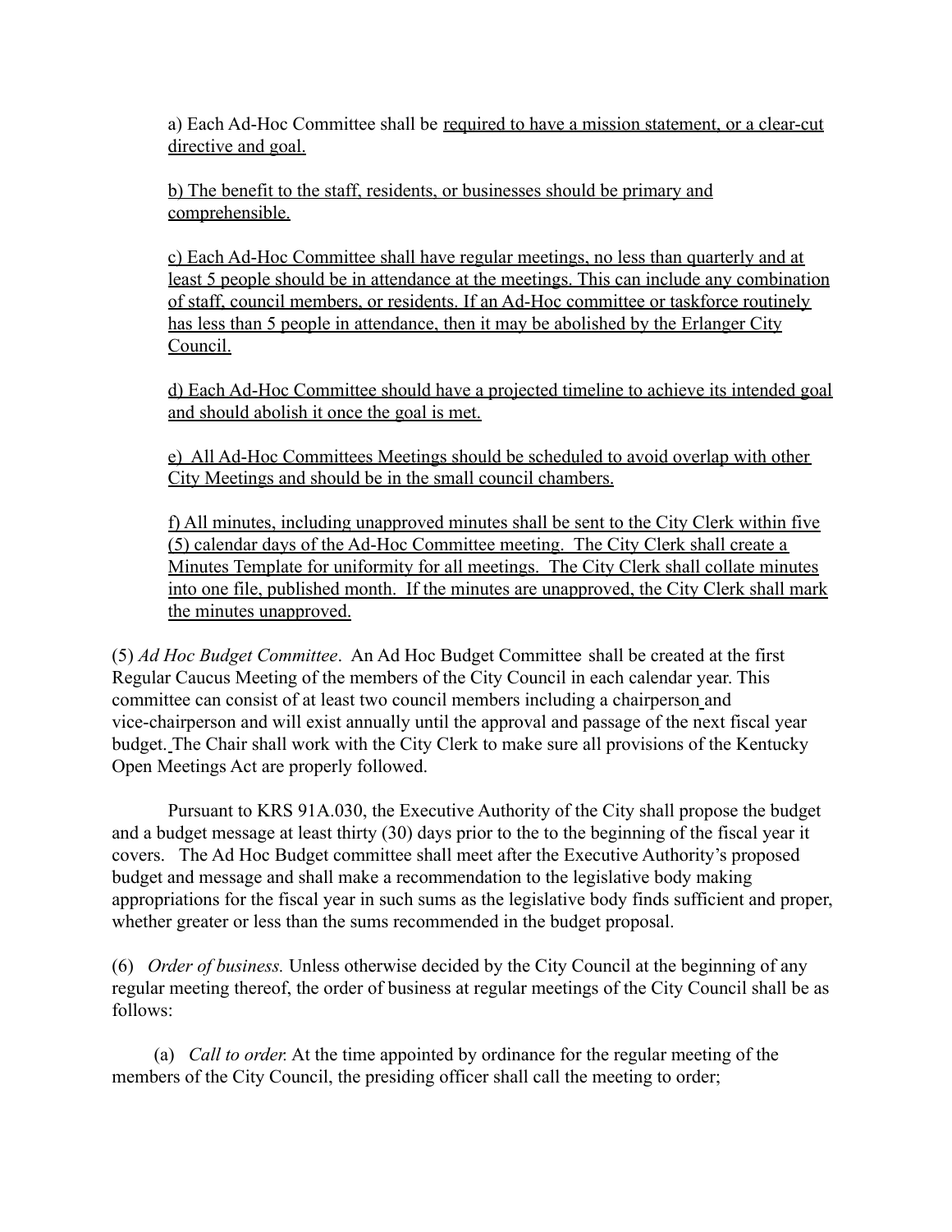a) Each Ad-Hoc Committee shall be required to have a mission statement, or a clear-cut directive and goal.

b) The benefit to the staff, residents, or businesses should be primary and comprehensible.

c) Each Ad-Hoc Committee shall have regular meetings, no less than quarterly and at least 5 people should be in attendance at the meetings. This can include any combination of staff, council members, or residents. If an Ad-Hoc committee or taskforce routinely has less than 5 people in attendance, then it may be abolished by the Erlanger City Council.

d) Each Ad-Hoc Committee should have a projected timeline to achieve its intended goal and should abolish it once the goal is met.

e) All Ad-Hoc Committees Meetings should be scheduled to avoid overlap with other City Meetings and should be in the small council chambers.

f) All minutes, including unapproved minutes shall be sent to the City Clerk within five (5) calendar days of the Ad-Hoc Committee meeting. The City Clerk shall create a Minutes Template for uniformity for all meetings. The City Clerk shall collate minutes into one file, published month. If the minutes are unapproved, the City Clerk shall mark the minutes unapproved.

(5) *Ad Hoc Budget Committee*. An Ad Hoc Budget Committee shall be created at the first Regular Caucus Meeting of the members of the City Council in each calendar year. This committee can consist of at least two council members including a chairperson and vice-chairperson and will exist annually until the approval and passage of the next fiscal year budget. The Chair shall work with the City Clerk to make sure all provisions of the Kentucky Open Meetings Act are properly followed.

Pursuant to KRS 91A.030, the Executive Authority of the City shall propose the budget and a budget message at least thirty (30) days prior to the to the beginning of the fiscal year it covers. The Ad Hoc Budget committee shall meet after the Executive Authority's proposed budget and message and shall make a recommendation to the legislative body making appropriations for the fiscal year in such sums as the legislative body finds sufficient and proper, whether greater or less than the sums recommended in the budget proposal.

(6) *Order of business.* Unless otherwise decided by the City Council at the beginning of any regular meeting thereof, the order of business at regular meetings of the City Council shall be as follows:

(a) *Call to order.* At the time appointed by ordinance for the regular meeting of the members of the City Council, the presiding officer shall call the meeting to order;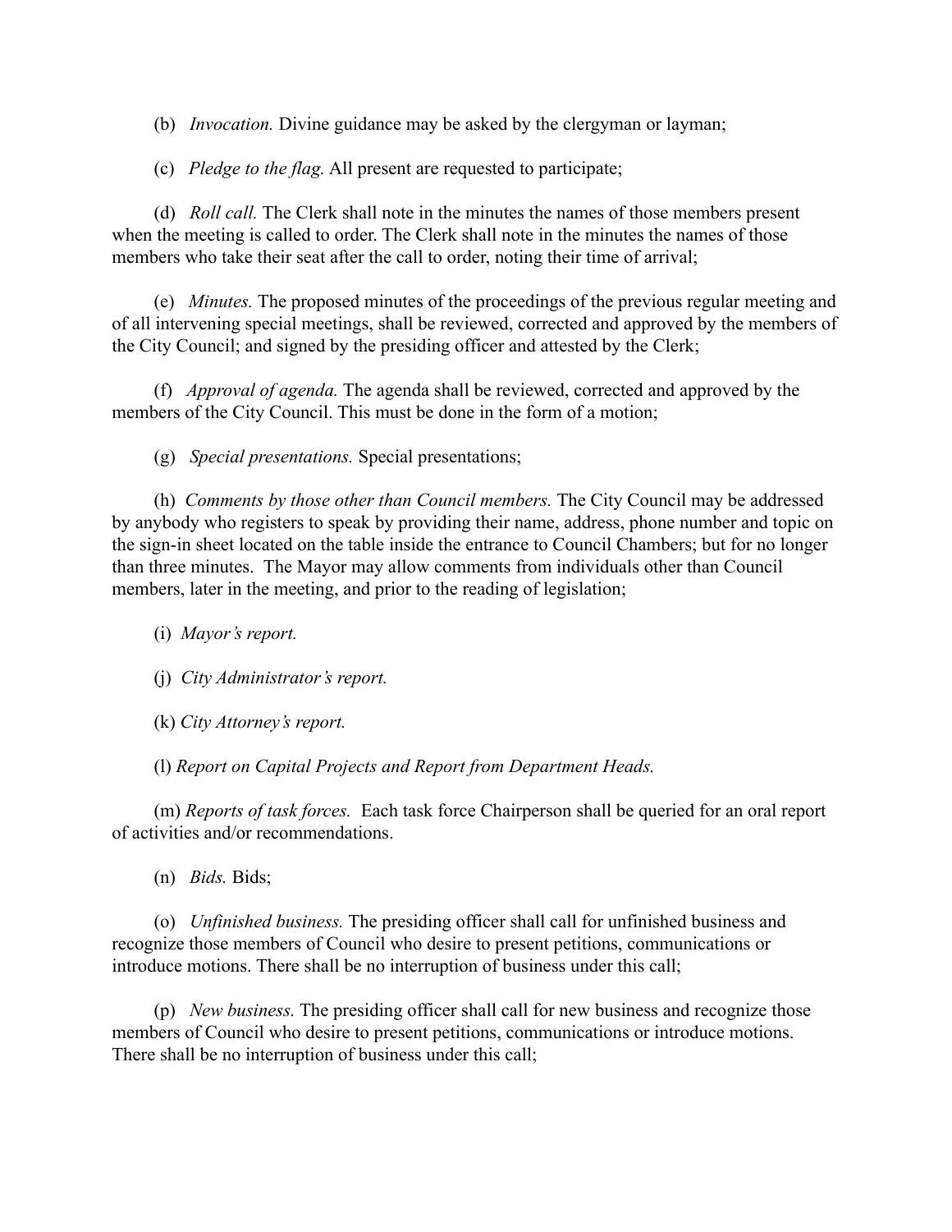(b) *Invocation.* Divine guidance may be asked by the clergyman or layman;

(c) *Pledge to the flag.* All present are requested to participate;

(d) *Roll call.* The Clerk shall note in the minutes the names of those members present when the meeting is called to order. The Clerk shall note in the minutes the names of those members who take their seat after the call to order, noting their time of arrival;

(e) *Minutes.* The proposed minutes of the proceedings of the previous regular meeting and of all intervening special meetings, shall be reviewed, corrected and approved by the members of the City Council; and signed by the presiding officer and attested by the Clerk;

(f) *Approval of agenda.* The agenda shall be reviewed, corrected and approved by the members of the City Council. This must be done in the form of a motion;

(g) *Special presentations.* Special presentations;

(h) *Comments by those other than Council members.* The City Council may be addressed by anybody who registers to speak by providing their name, address, phone number and topic on the sign-in sheet located on the table inside the entrance to Council Chambers; but for no longer than three minutes. The Mayor may allow comments from individuals other than Council members, later in the meeting, and prior to the reading of legislation;

(i) *Mayor's report.*

(j) *City Administrator's report.*

(k) *City Attorney's report.*

(l) *Report on Capital Projects and Report from Department Heads.*

(m) *Reports of task forces.* Each task force Chairperson shall be queried for an oral report of activities and/or recommendations.

(n) *Bids.* Bids;

(o) *Unfinished business.* The presiding officer shall call for unfinished business and recognize those members of Council who desire to present petitions, communications or introduce motions. There shall be no interruption of business under this call;

(p) *New business.* The presiding officer shall call for new business and recognize those members of Council who desire to present petitions, communications or introduce motions. There shall be no interruption of business under this call;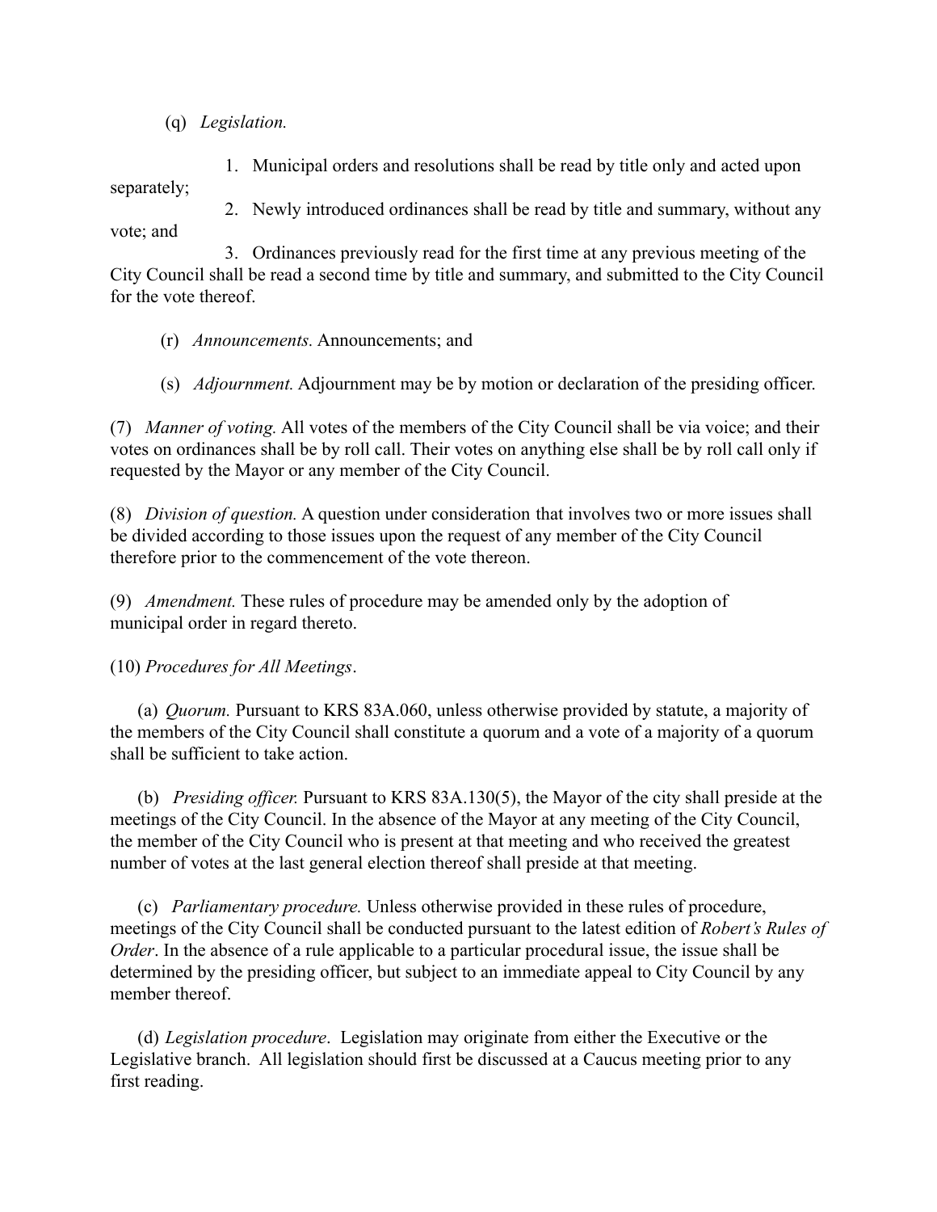(q) *Legislation.*

1. Municipal orders and resolutions shall be read by title only and acted upon separately;
2. Newly introduced ordinances shall be read by title and summary, without any vote; and
3. Ordinances previously read for the first time at any previous meeting of the City Council shall be read a second time by title and summary, and submitted to the City Council for the vote thereof.

(r) *Announcements.* Announcements; and

(s) *Adjournment.* Adjournment may be by motion or declaration of the presiding officer.

(7) *Manner of voting.* All votes of the members of the City Council shall be via voice; and their votes on ordinances shall be by roll call. Their votes on anything else shall be by roll call only if requested by the Mayor or any member of the City Council.

(8) *Division of question.* A question under consideration that involves two or more issues shall be divided according to those issues upon the request of any member of the City Council therefore prior to the commencement of the vote thereon.

(9) *Amendment.* These rules of procedure may be amended only by the adoption of municipal order in regard thereto.

(10) *Procedures for All Meetings*.

(a) *Quorum.* Pursuant to KRS 83A.060, unless otherwise provided by statute, a majority of the members of the City Council shall constitute a quorum and a vote of a majority of a quorum shall be sufficient to take action.

(b) *Presiding officer.* Pursuant to KRS 83A.130(5), the Mayor of the city shall preside at the meetings of the City Council. In the absence of the Mayor at any meeting of the City Council, the member of the City Council who is present at that meeting and who received the greatest number of votes at the last general election thereof shall preside at that meeting.

(c) *Parliamentary procedure.* Unless otherwise provided in these rules of procedure, meetings of the City Council shall be conducted pursuant to the latest edition of *Robert's Rules of Order*. In the absence of a rule applicable to a particular procedural issue, the issue shall be determined by the presiding officer, but subject to an immediate appeal to City Council by any member thereof.

(d) *Legislation procedure*. Legislation may originate from either the Executive or the Legislative branch. All legislation should first be discussed at a Caucus meeting prior to any first reading.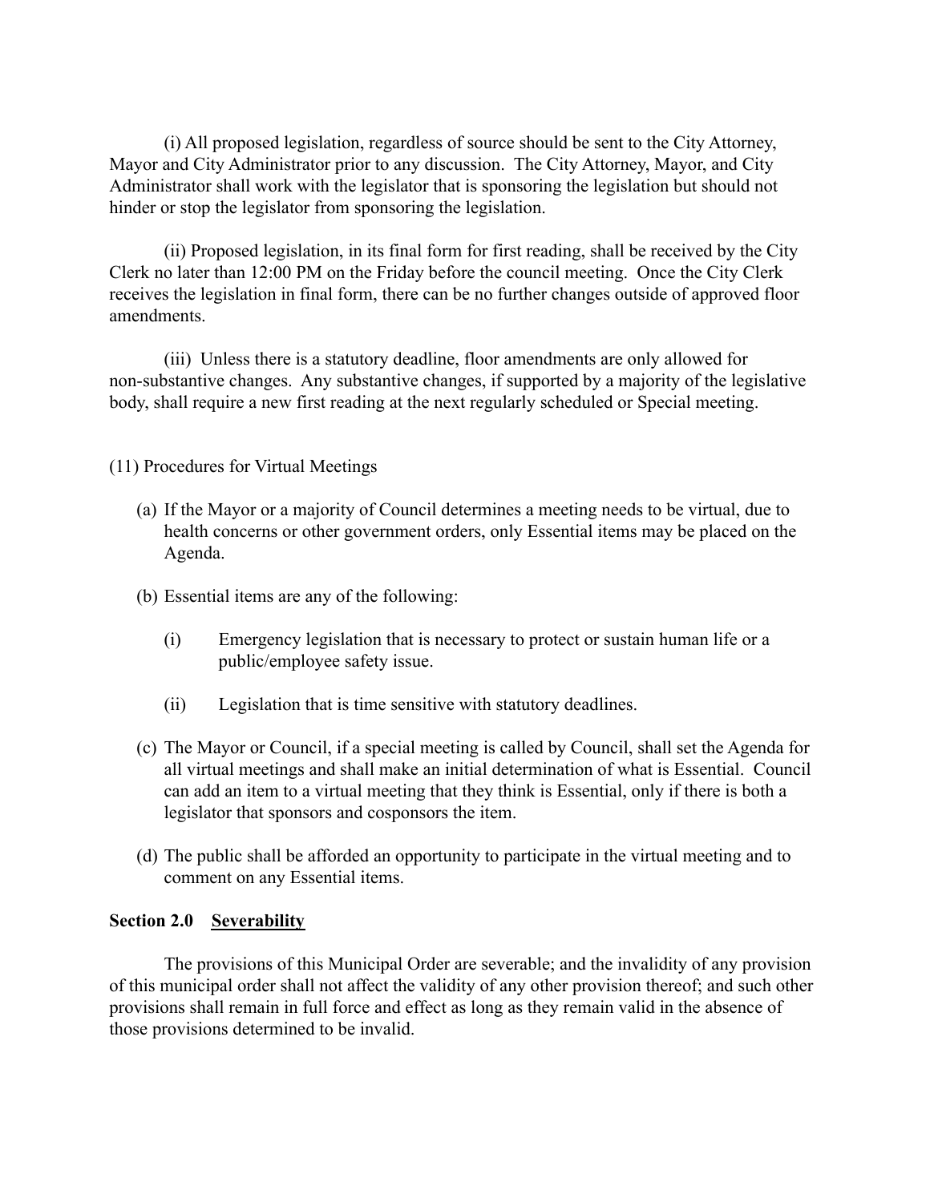(i) All proposed legislation, regardless of source should be sent to the City Attorney, Mayor and City Administrator prior to any discussion. The City Attorney, Mayor, and City Administrator shall work with the legislator that is sponsoring the legislation but should not hinder or stop the legislator from sponsoring the legislation.

(ii) Proposed legislation, in its final form for first reading, shall be received by the City Clerk no later than 12:00 PM on the Friday before the council meeting. Once the City Clerk receives the legislation in final form, there can be no further changes outside of approved floor amendments.

(iii) Unless there is a statutory deadline, floor amendments are only allowed for non-substantive changes. Any substantive changes, if supported by a majority of the legislative body, shall require a new first reading at the next regularly scheduled or Special meeting.

(11) Procedures for Virtual Meetings

(a) If the Mayor or a majority of Council determines a meeting needs to be virtual, due to health concerns or other government orders, only Essential items may be placed on the Agenda.

(b) Essential items are any of the following:

  (i) Emergency legislation that is necessary to protect or sustain human life or a public/employee safety issue.

  (ii) Legislation that is time sensitive with statutory deadlines.

(c) The Mayor or Council, if a special meeting is called by Council, shall set the Agenda for all virtual meetings and shall make an initial determination of what is Essential. Council can add an item to a virtual meeting that they think is Essential, only if there is both a legislator that sponsors and cosponsors the item.

(d) The public shall be afforded an opportunity to participate in the virtual meeting and to comment on any Essential items.

**Section 2.0 <u>Severability</u>**

The provisions of this Municipal Order are severable; and the invalidity of any provision of this municipal order shall not affect the validity of any other provision thereof; and such other provisions shall remain in full force and effect as long as they remain valid in the absence of those provisions determined to be invalid.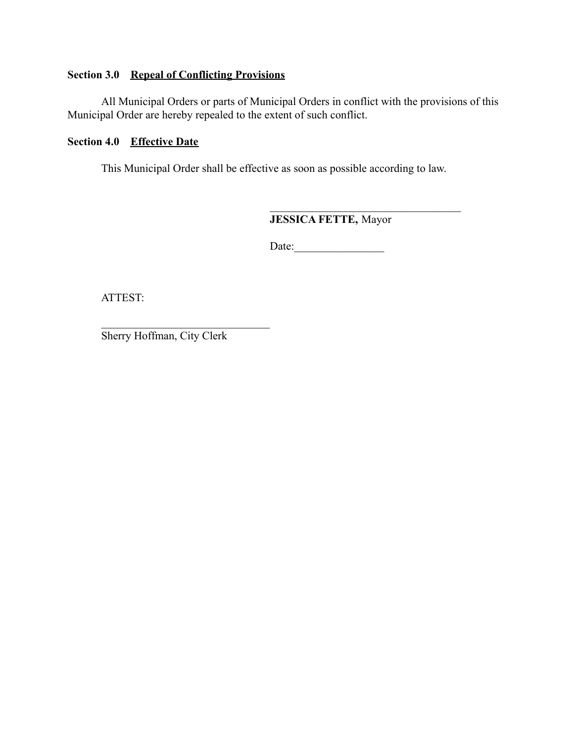**Section 3.0 <u>Repeal of Conflicting Provisions</u>**

All Municipal Orders or parts of Municipal Orders in conflict with the provisions of this Municipal Order are hereby repealed to the extent of such conflict.

**Section 4.0 <u>Effective Date</u>**

This Municipal Order shall be effective as soon as possible according to law.

\_\_\_\_\_\_\_\_\_\_\_\_\_\_\_\_\_\_\_\_\_\_\_\_\_\_\_\_\_\_\_\_\_\_\_\_
**JESSICA FETTE,** Mayor

Date:\_\_\_\_\_\_\_\_\_\_\_\_\_\_\_\_

ATTEST:

\_\_\_\_\_\_\_\_\_\_\_\_\_\_\_\_\_\_\_\_\_\_\_\_\_\_\_\_\_\_\_
Sherry Hoffman, City Clerk